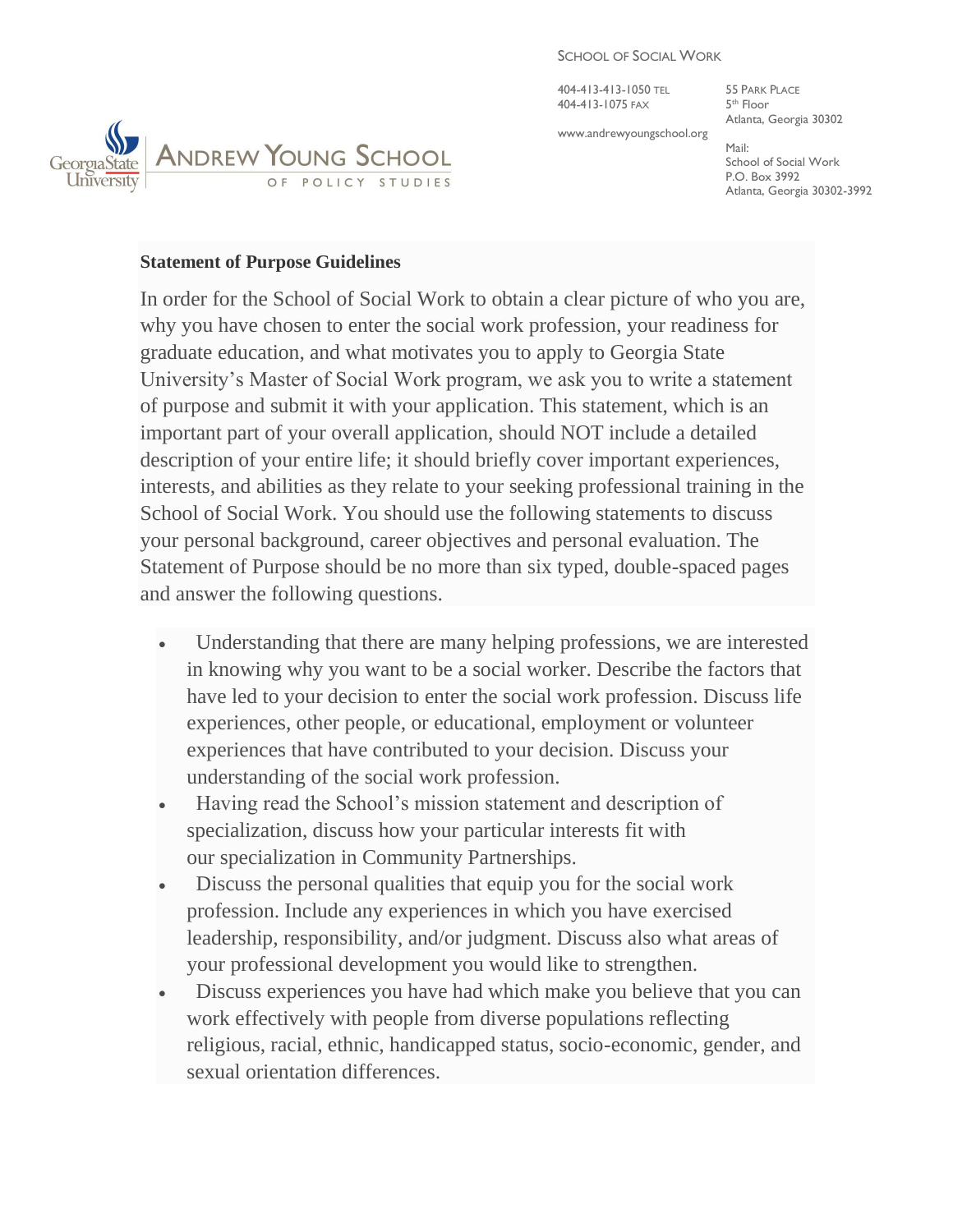SCHOOL OF SOCIAL WORK

404-413-413-1050 TEL
404-413-1075 FAX

www.andrewyoungschool.org

55 PARK PLACE
5th Floor
Atlanta, Georgia 30302

Mail:
School of Social Work
P.O. Box 3992
Atlanta, Georgia 30302-3992

Georgia State University | ANDREW YOUNG SCHOOL OF POLICY STUDIES

**Statement of Purpose Guidelines**

In order for the School of Social Work to obtain a clear picture of who you are, why you have chosen to enter the social work profession, your readiness for graduate education, and what motivates you to apply to Georgia State University's Master of Social Work program, we ask you to write a statement of purpose and submit it with your application. This statement, which is an important part of your overall application, should NOT include a detailed description of your entire life; it should briefly cover important experiences, interests, and abilities as they relate to your seeking professional training in the School of Social Work. You should use the following statements to discuss your personal background, career objectives and personal evaluation. The Statement of Purpose should be no more than six typed, double-spaced pages and answer the following questions.

- Understanding that there are many helping professions, we are interested in knowing why you want to be a social worker. Describe the factors that have led to your decision to enter the social work profession. Discuss life experiences, other people, or educational, employment or volunteer experiences that have contributed to your decision. Discuss your understanding of the social work profession.
- Having read the School's mission statement and description of specialization, discuss how your particular interests fit with our specialization in Community Partnerships.
- Discuss the personal qualities that equip you for the social work profession. Include any experiences in which you have exercised leadership, responsibility, and/or judgment. Discuss also what areas of your professional development you would like to strengthen.
- Discuss experiences you have had which make you believe that you can work effectively with people from diverse populations reflecting religious, racial, ethnic, handicapped status, socio-economic, gender, and sexual orientation differences.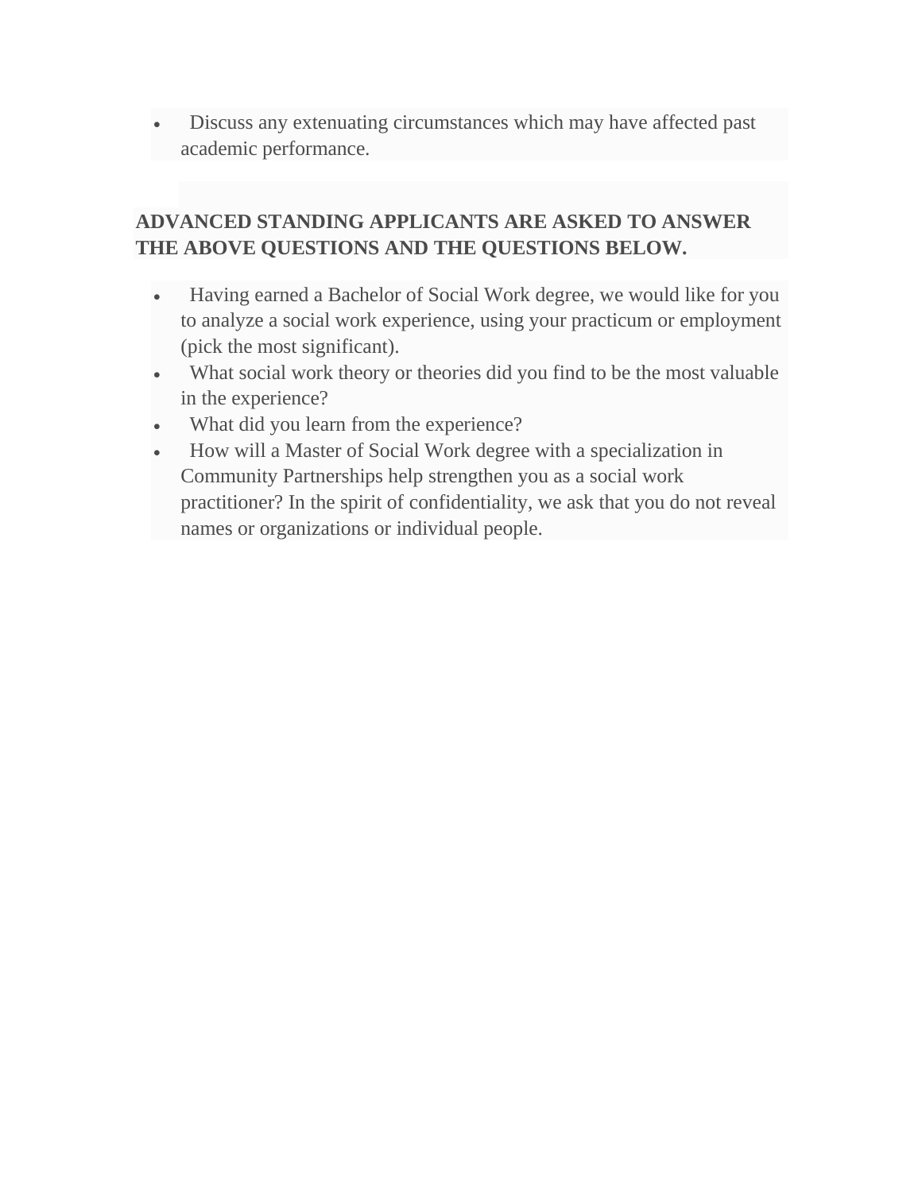- Discuss any extenuating circumstances which may have affected past academic performance.

**ADVANCED STANDING APPLICANTS ARE ASKED TO ANSWER THE ABOVE QUESTIONS AND THE QUESTIONS BELOW.**

- Having earned a Bachelor of Social Work degree, we would like for you to analyze a social work experience, using your practicum or employment (pick the most significant).
- What social work theory or theories did you find to be the most valuable in the experience?
- What did you learn from the experience?
- How will a Master of Social Work degree with a specialization in Community Partnerships help strengthen you as a social work practitioner? In the spirit of confidentiality, we ask that you do not reveal names or organizations or individual people.